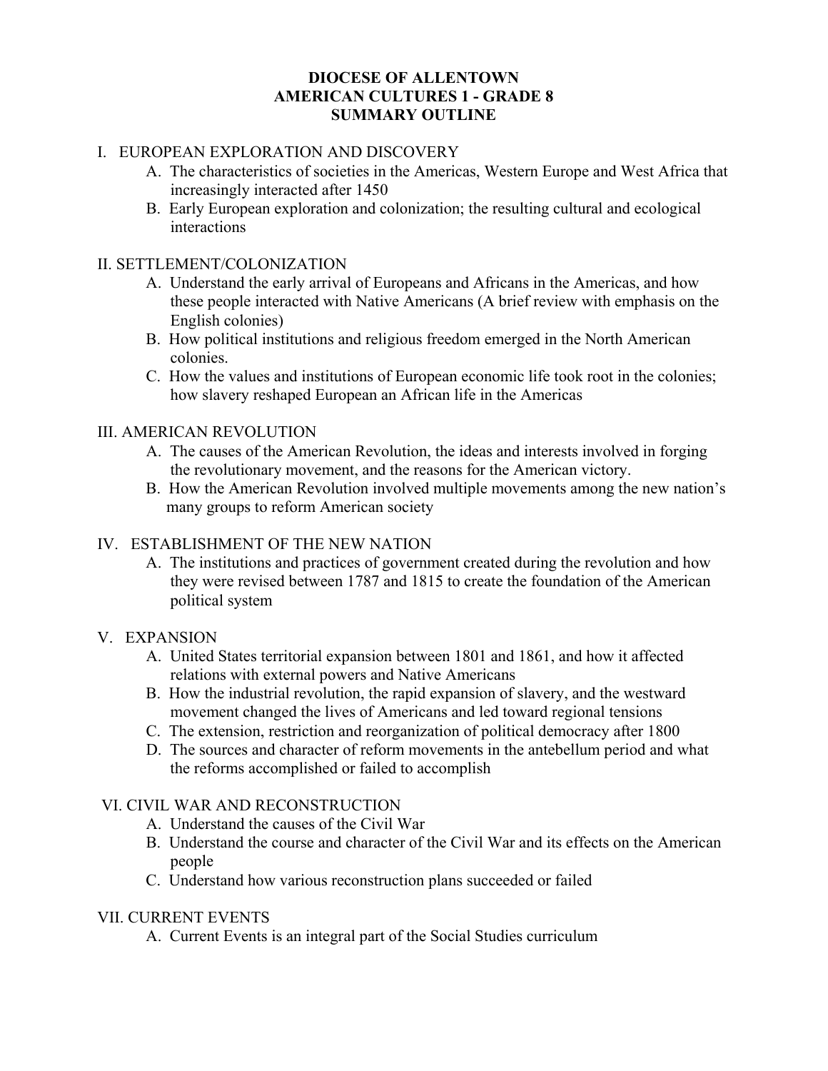# DIOCESE OF ALLENTOWN
# AMERICAN CULTURES 1 - GRADE 8
# SUMMARY OUTLINE

## I. EUROPEAN EXPLORATION AND DISCOVERY

A. The characteristics of societies in the Americas, Western Europe and West Africa that increasingly interacted after 1450

B. Early European exploration and colonization; the resulting cultural and ecological interactions

## II. SETTLEMENT/COLONIZATION

A. Understand the early arrival of Europeans and Africans in the Americas, and how these people interacted with Native Americans (A brief review with emphasis on the English colonies)

B. How political institutions and religious freedom emerged in the North American colonies.

C. How the values and institutions of European economic life took root in the colonies; how slavery reshaped European an African life in the Americas

## III. AMERICAN REVOLUTION

A. The causes of the American Revolution, the ideas and interests involved in forging the revolutionary movement, and the reasons for the American victory.

B. How the American Revolution involved multiple movements among the new nation's many groups to reform American society

## IV. ESTABLISHMENT OF THE NEW NATION

A. The institutions and practices of government created during the revolution and how they were revised between 1787 and 1815 to create the foundation of the American political system

## V. EXPANSION

A. United States territorial expansion between 1801 and 1861, and how it affected relations with external powers and Native Americans

B. How the industrial revolution, the rapid expansion of slavery, and the westward movement changed the lives of Americans and led toward regional tensions

C. The extension, restriction and reorganization of political democracy after 1800

D. The sources and character of reform movements in the antebellum period and what the reforms accomplished or failed to accomplish

## VI. CIVIL WAR AND RECONSTRUCTION

A. Understand the causes of the Civil War

B. Understand the course and character of the Civil War and its effects on the American people

C. Understand how various reconstruction plans succeeded or failed

## VII. CURRENT EVENTS

A. Current Events is an integral part of the Social Studies curriculum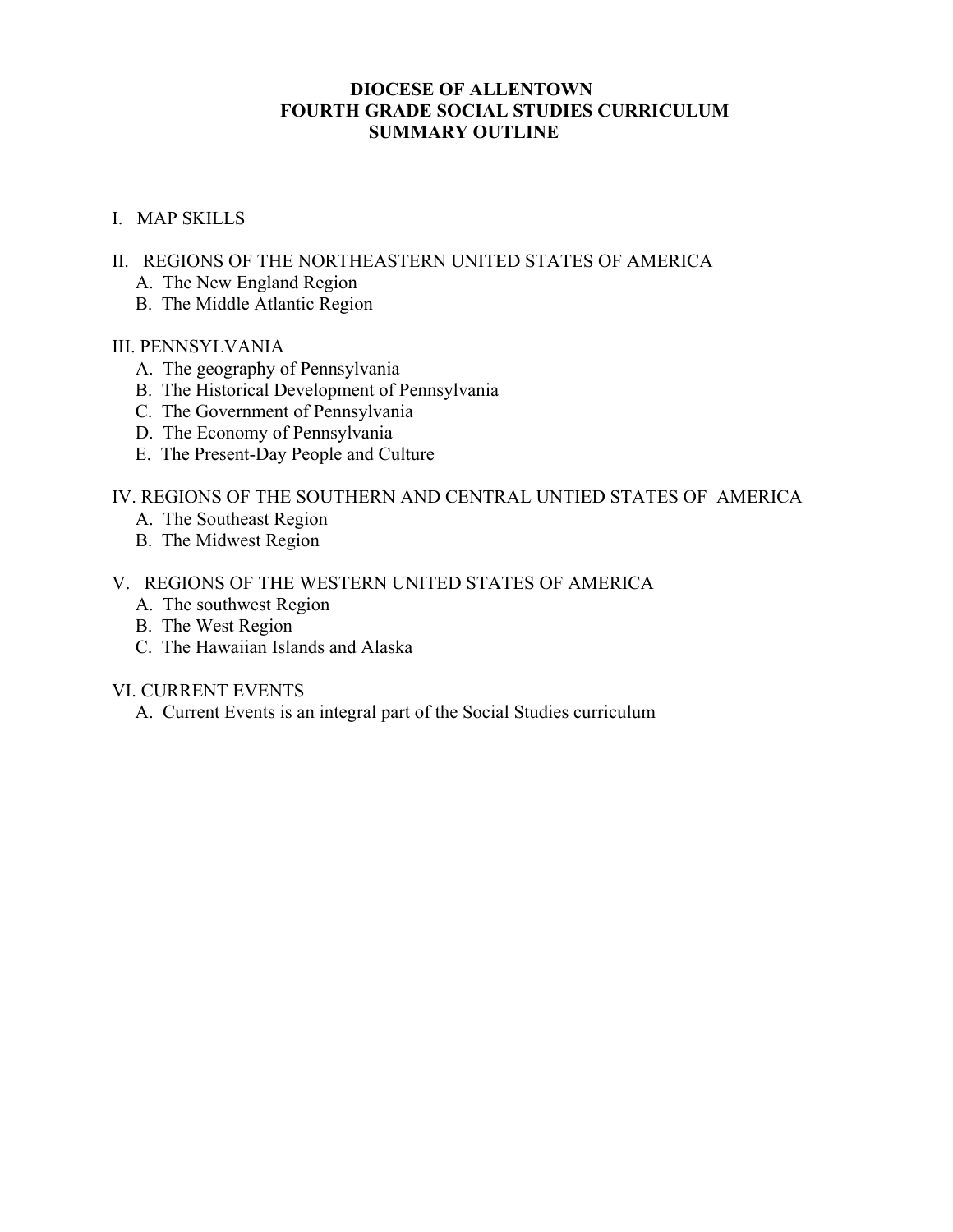# DIOCESE OF ALLENTOWN
# FOURTH GRADE SOCIAL STUDIES CURRICULUM
# SUMMARY OUTLINE

I. MAP SKILLS

II. REGIONS OF THE NORTHEASTERN UNITED STATES OF AMERICA
- A. The New England Region
- B. The Middle Atlantic Region

III. PENNSYLVANIA
- A. The geography of Pennsylvania
- B. The Historical Development of Pennsylvania
- C. The Government of Pennsylvania
- D. The Economy of Pennsylvania
- E. The Present-Day People and Culture

IV. REGIONS OF THE SOUTHERN AND CENTRAL UNTIED STATES OF AMERICA
- A. The Southeast Region
- B. The Midwest Region

V. REGIONS OF THE WESTERN UNITED STATES OF AMERICA
- A. The southwest Region
- B. The West Region
- C. The Hawaiian Islands and Alaska

VI. CURRENT EVENTS
- A. Current Events is an integral part of the Social Studies curriculum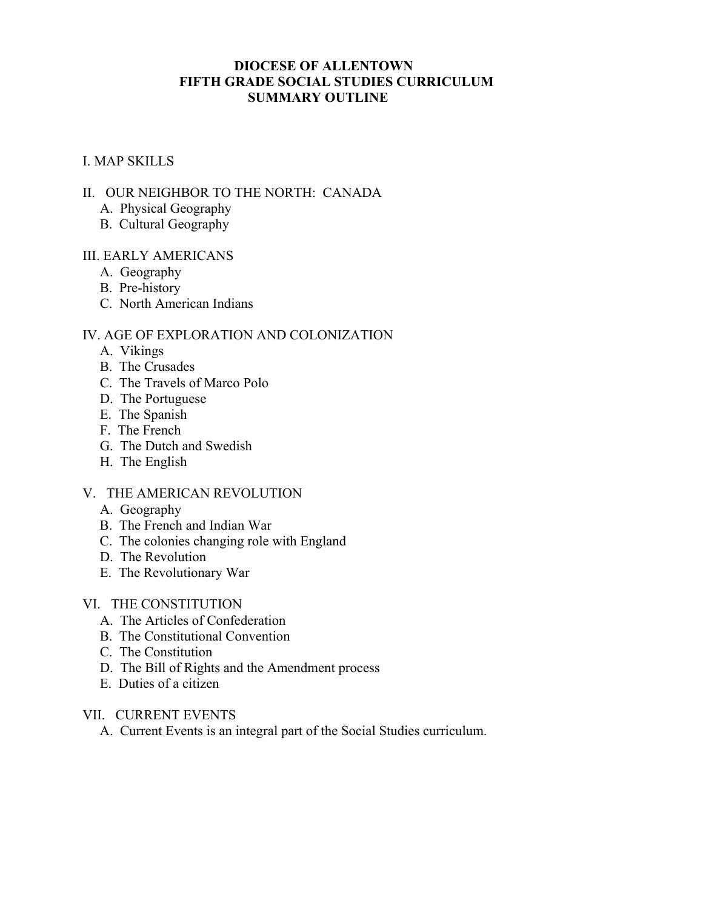# DIOCESE OF ALLENTOWN
## FIFTH GRADE SOCIAL STUDIES CURRICULUM
## SUMMARY OUTLINE

I. MAP SKILLS

II. OUR NEIGHBOR TO THE NORTH: CANADA

- A. Physical Geography
- B. Cultural Geography

III. EARLY AMERICANS

- A. Geography
- B. Pre-history
- C. North American Indians

IV. AGE OF EXPLORATION AND COLONIZATION

- A. Vikings
- B. The Crusades
- C. The Travels of Marco Polo
- D. The Portuguese
- E. The Spanish
- F. The French
- G. The Dutch and Swedish
- H. The English

V. THE AMERICAN REVOLUTION

- A. Geography
- B. The French and Indian War
- C. The colonies changing role with England
- D. The Revolution
- E. The Revolutionary War

VI. THE CONSTITUTION

- A. The Articles of Confederation
- B. The Constitutional Convention
- C. The Constitution
- D. The Bill of Rights and the Amendment process
- E. Duties of a citizen

VII. CURRENT EVENTS

- A. Current Events is an integral part of the Social Studies curriculum.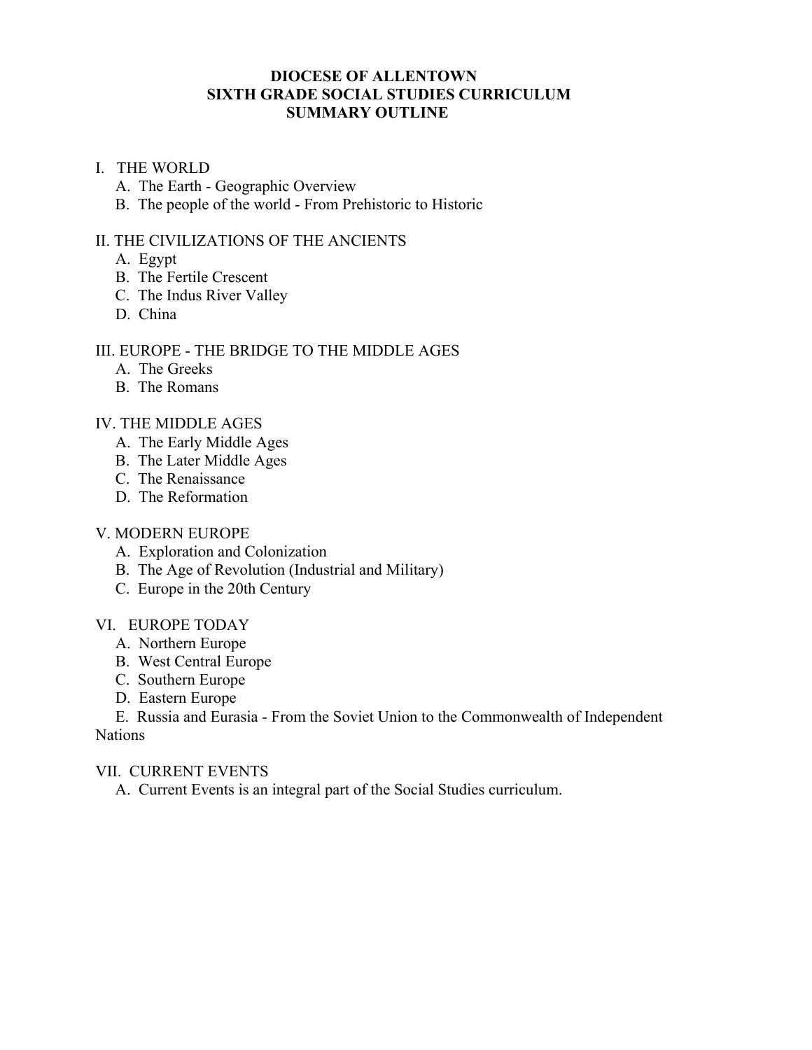# DIOCESE OF ALLENTOWN
## SIXTH GRADE SOCIAL STUDIES CURRICULUM
## SUMMARY OUTLINE

I. THE WORLD
   - A. The Earth - Geographic Overview
   - B. The people of the world - From Prehistoric to Historic

II. THE CIVILIZATIONS OF THE ANCIENTS
   - A. Egypt
   - B. The Fertile Crescent
   - C. The Indus River Valley
   - D. China

III. EUROPE - THE BRIDGE TO THE MIDDLE AGES
   - A. The Greeks
   - B. The Romans

IV. THE MIDDLE AGES
   - A. The Early Middle Ages
   - B. The Later Middle Ages
   - C. The Renaissance
   - D. The Reformation

V. MODERN EUROPE
   - A. Exploration and Colonization
   - B. The Age of Revolution (Industrial and Military)
   - C. Europe in the 20th Century

VI. EUROPE TODAY
   - A. Northern Europe
   - B. West Central Europe
   - C. Southern Europe
   - D. Eastern Europe
   - E. Russia and Eurasia - From the Soviet Union to the Commonwealth of Independent Nations

VII. CURRENT EVENTS
   - A. Current Events is an integral part of the Social Studies curriculum.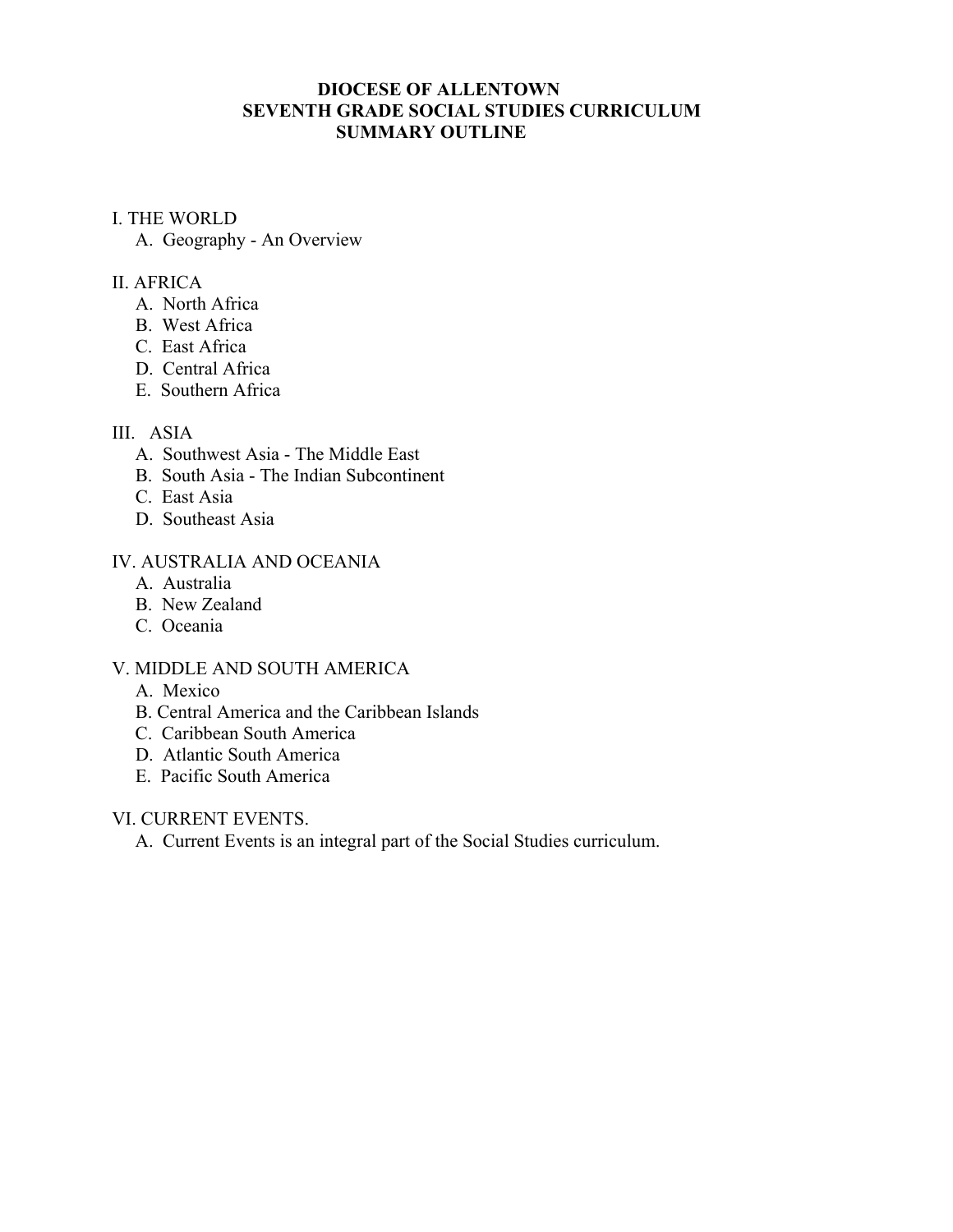# DIOCESE OF ALLENTOWN
## SEVENTH GRADE SOCIAL STUDIES CURRICULUM
## SUMMARY OUTLINE

I. THE WORLD
- A. Geography - An Overview

II. AFRICA
- A. North Africa
- B. West Africa
- C. East Africa
- D. Central Africa
- E. Southern Africa

III. ASIA
- A. Southwest Asia - The Middle East
- B. South Asia - The Indian Subcontinent
- C. East Asia
- D. Southeast Asia

IV. AUSTRALIA AND OCEANIA
- A. Australia
- B. New Zealand
- C. Oceania

V. MIDDLE AND SOUTH AMERICA
- A. Mexico
- B. Central America and the Caribbean Islands
- C. Caribbean South America
- D. Atlantic South America
- E. Pacific South America

VI. CURRENT EVENTS.
- A. Current Events is an integral part of the Social Studies curriculum.